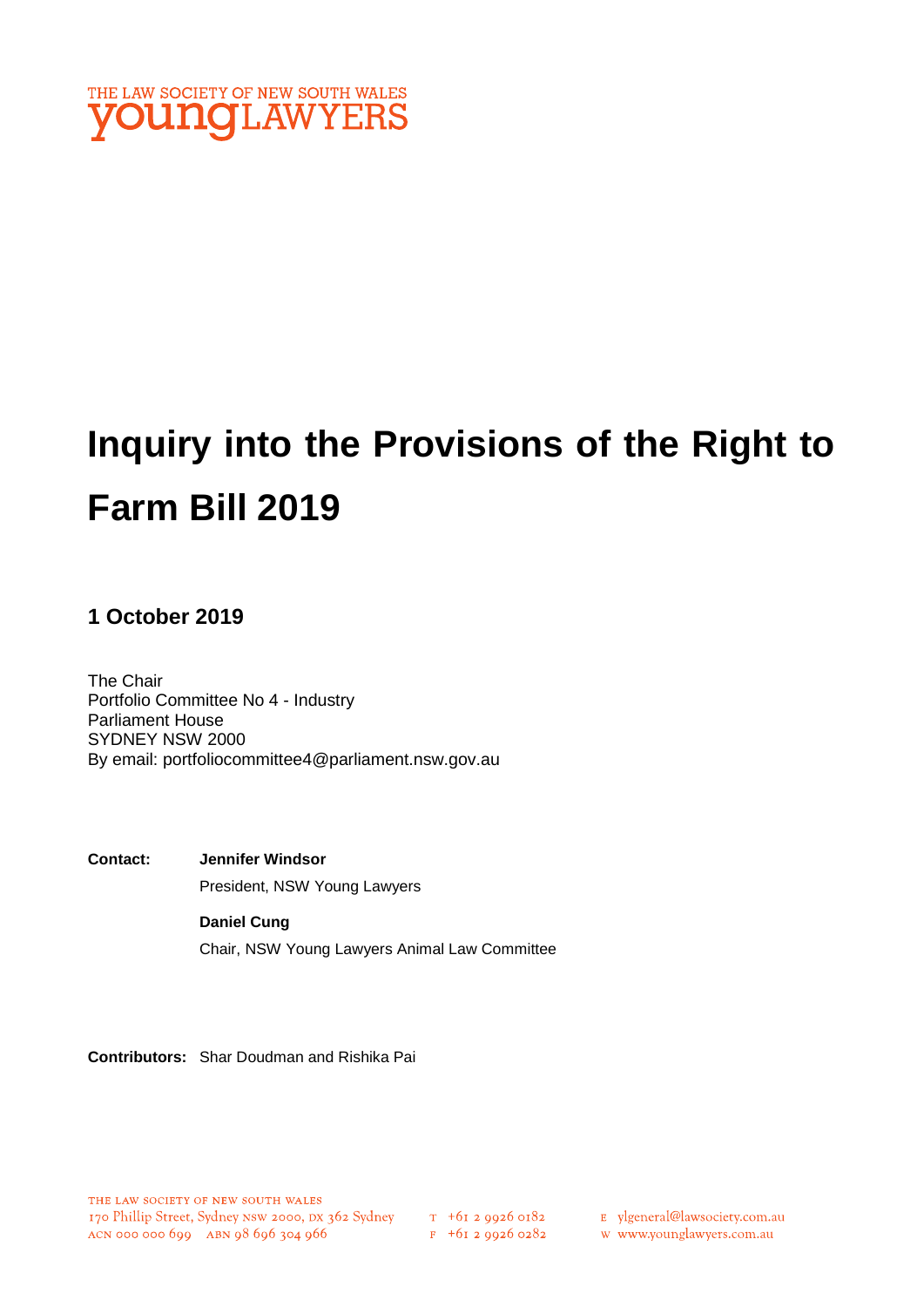THE LAW SOCIETY OF NEW SOUTH WALES
**youngLAWYERS**

# Inquiry into the Provisions of the Right to Farm Bill 2019

### 1 October 2019

The Chair
Portfolio Committee No 4 - Industry
Parliament House
SYDNEY NSW 2000
By email: portfoliocommittee4@parliament.nsw.gov.au

**Contact:** **Jennifer Windsor**
President, NSW Young Lawyers

**Daniel Cung**
Chair, NSW Young Lawyers Animal Law Committee

**Contributors:** Shar Doudman and Rishika Pai

THE LAW SOCIETY OF NEW SOUTH WALES
170 Phillip Street, Sydney NSW 2000, DX 362 Sydney
ACN 000 000 699 ABN 98 696 304 966

T +61 2 9926 0182
F +61 2 9926 0282

E ylgeneral@lawsociety.com.au
W www.younglawyers.com.au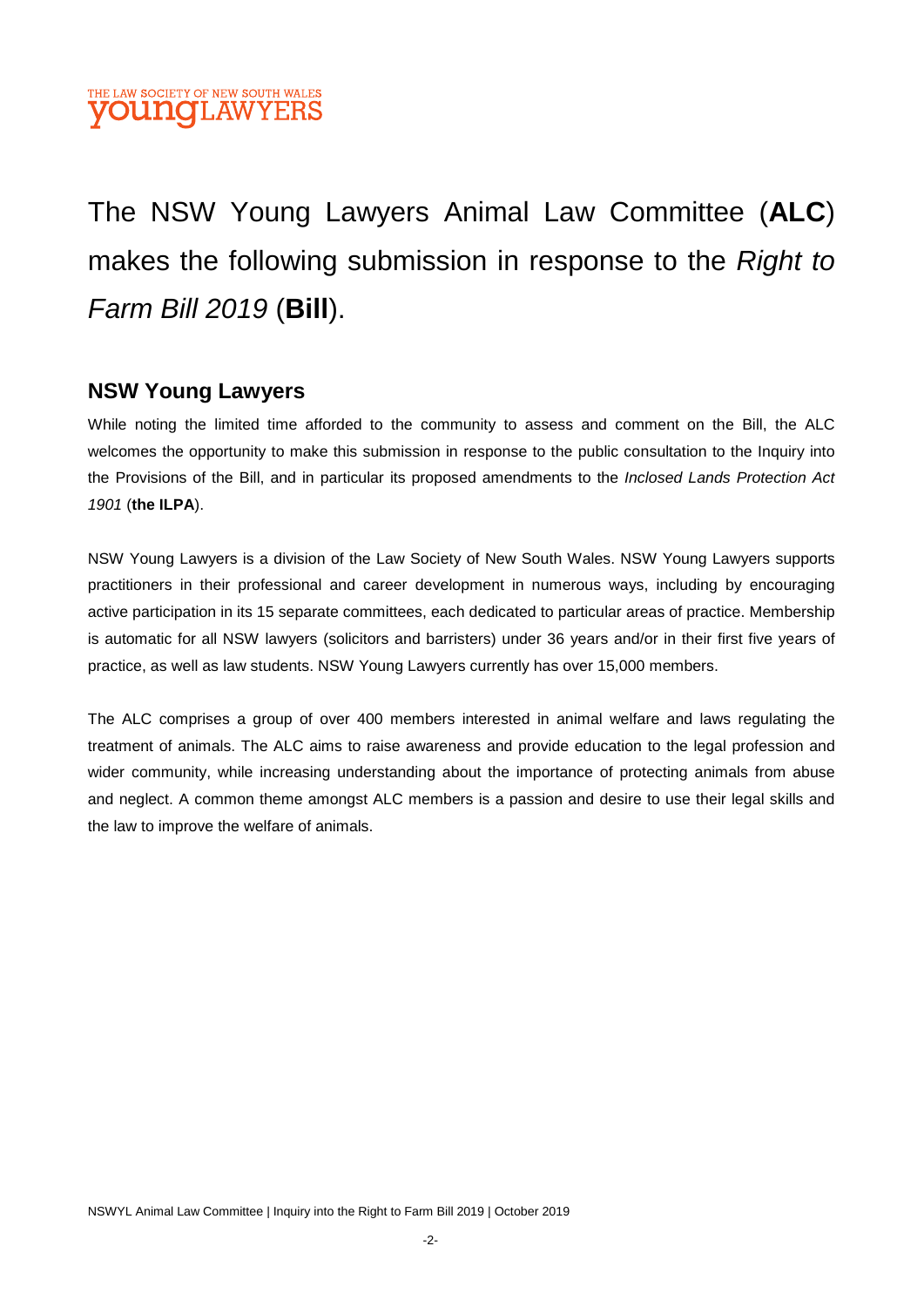The NSW Young Lawyers Animal Law Committee (**ALC**) makes the following submission in response to the *Right to Farm Bill 2019* (**Bill**).

## NSW Young Lawyers

While noting the limited time afforded to the community to assess and comment on the Bill, the ALC welcomes the opportunity to make this submission in response to the public consultation to the Inquiry into the Provisions of the Bill, and in particular its proposed amendments to the *Inclosed Lands Protection Act 1901* (**the ILPA**).

NSW Young Lawyers is a division of the Law Society of New South Wales. NSW Young Lawyers supports practitioners in their professional and career development in numerous ways, including by encouraging active participation in its 15 separate committees, each dedicated to particular areas of practice. Membership is automatic for all NSW lawyers (solicitors and barristers) under 36 years and/or in their first five years of practice, as well as law students. NSW Young Lawyers currently has over 15,000 members.

The ALC comprises a group of over 400 members interested in animal welfare and laws regulating the treatment of animals. The ALC aims to raise awareness and provide education to the legal profession and wider community, while increasing understanding about the importance of protecting animals from abuse and neglect. A common theme amongst ALC members is a passion and desire to use their legal skills and the law to improve the welfare of animals.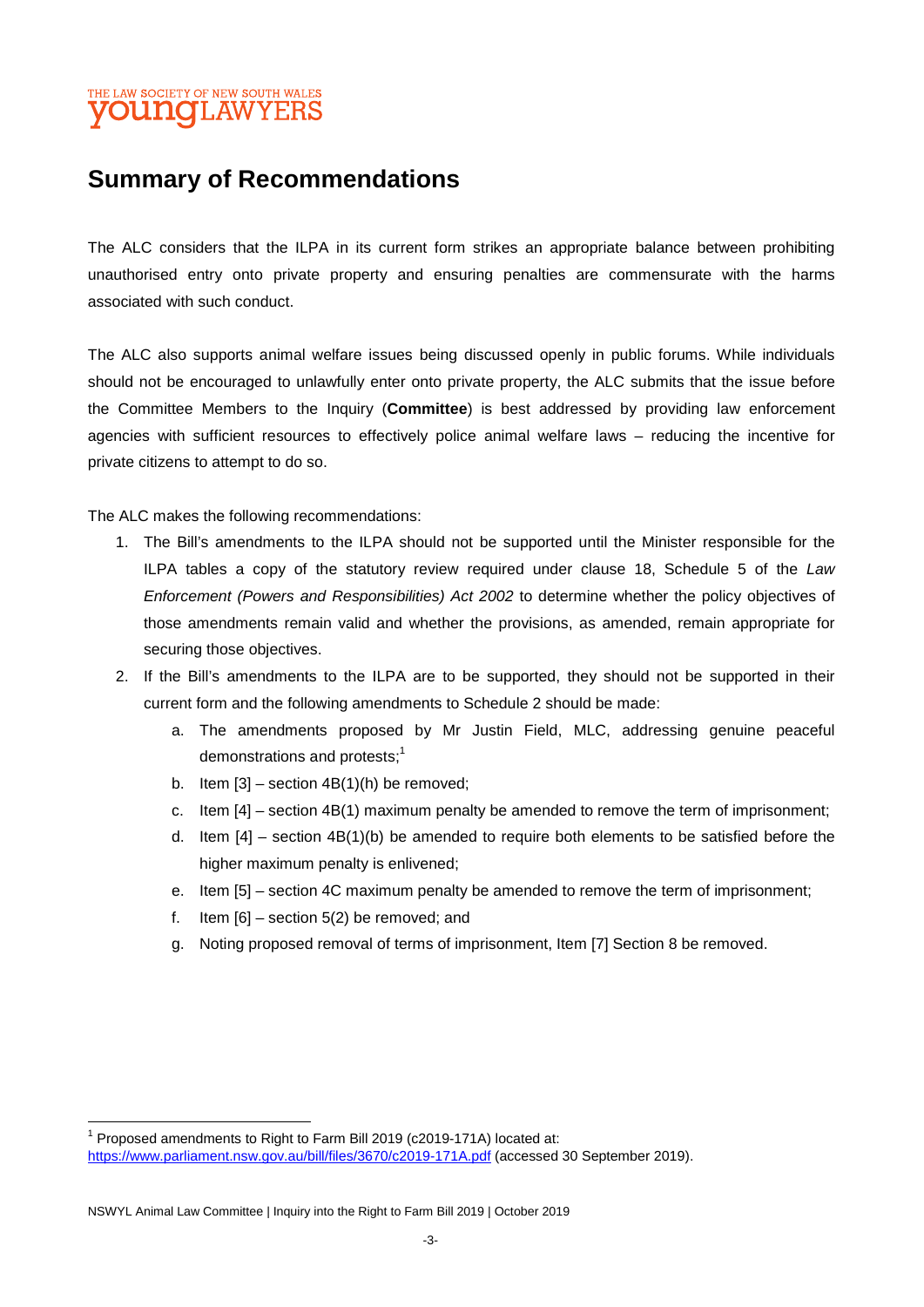## Summary of Recommendations

The ALC considers that the ILPA in its current form strikes an appropriate balance between prohibiting unauthorised entry onto private property and ensuring penalties are commensurate with the harms associated with such conduct.

The ALC also supports animal welfare issues being discussed openly in public forums. While individuals should not be encouraged to unlawfully enter onto private property, the ALC submits that the issue before the Committee Members to the Inquiry (**Committee**) is best addressed by providing law enforcement agencies with sufficient resources to effectively police animal welfare laws – reducing the incentive for private citizens to attempt to do so.

The ALC makes the following recommendations:

1. The Bill's amendments to the ILPA should not be supported until the Minister responsible for the ILPA tables a copy of the statutory review required under clause 18, Schedule 5 of the *Law Enforcement (Powers and Responsibilities) Act 2002* to determine whether the policy objectives of those amendments remain valid and whether the provisions, as amended, remain appropriate for securing those objectives.
2. If the Bill's amendments to the ILPA are to be supported, they should not be supported in their current form and the following amendments to Schedule 2 should be made:
   a. The amendments proposed by Mr Justin Field, MLC, addressing genuine peaceful demonstrations and protests;[1]
   b. Item [3] – section 4B(1)(h) be removed;
   c. Item [4] – section 4B(1) maximum penalty be amended to remove the term of imprisonment;
   d. Item [4] – section 4B(1)(b) be amended to require both elements to be satisfied before the higher maximum penalty is enlivened;
   e. Item [5] – section 4C maximum penalty be amended to remove the term of imprisonment;
   f. Item [6] – section 5(2) be removed; and
   g. Noting proposed removal of terms of imprisonment, Item [7] Section 8 be removed.

[1] Proposed amendments to Right to Farm Bill 2019 (c2019-171A) located at: https://www.parliament.nsw.gov.au/bill/files/3670/c2019-171A.pdf (accessed 30 September 2019).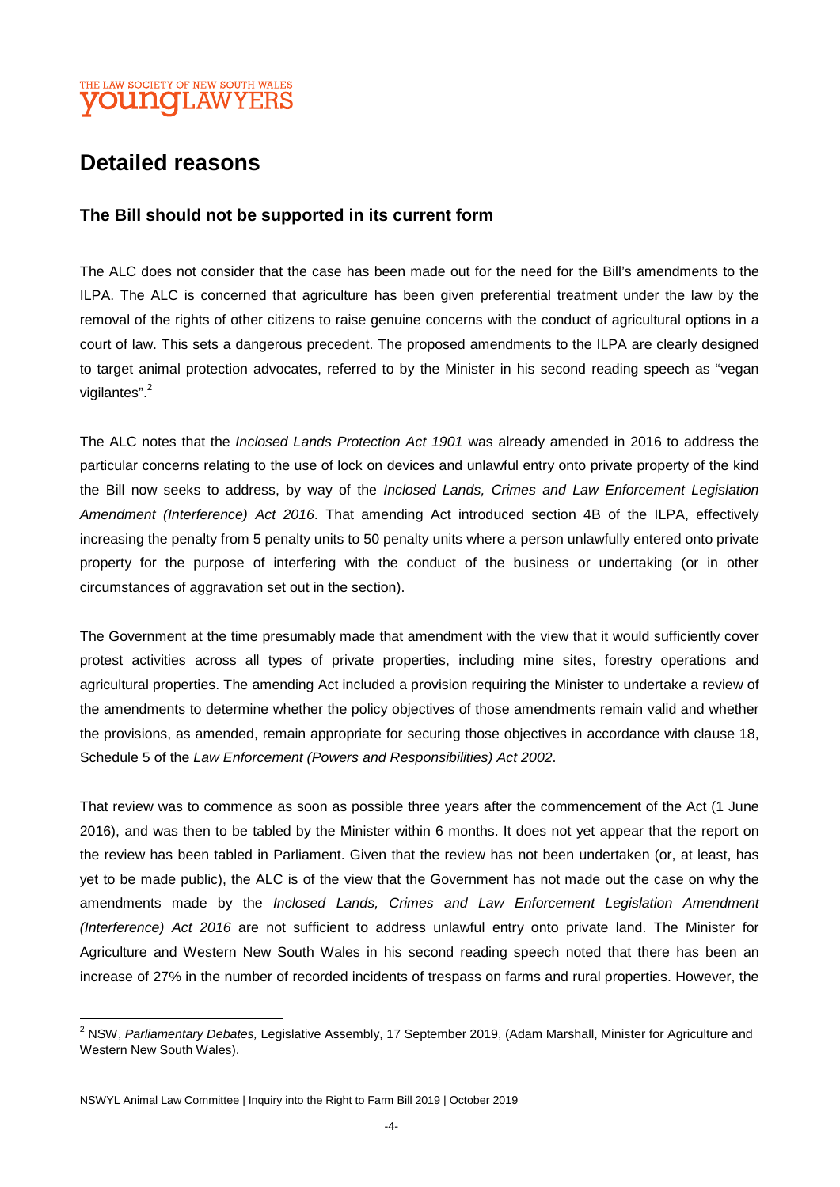# Detailed reasons

## The Bill should not be supported in its current form

The ALC does not consider that the case has been made out for the need for the Bill's amendments to the ILPA. The ALC is concerned that agriculture has been given preferential treatment under the law by the removal of the rights of other citizens to raise genuine concerns with the conduct of agricultural options in a court of law. This sets a dangerous precedent. The proposed amendments to the ILPA are clearly designed to target animal protection advocates, referred to by the Minister in his second reading speech as "vegan vigilantes".[2]

The ALC notes that the *Inclosed Lands Protection Act 1901* was already amended in 2016 to address the particular concerns relating to the use of lock on devices and unlawful entry onto private property of the kind the Bill now seeks to address, by way of the *Inclosed Lands, Crimes and Law Enforcement Legislation Amendment (Interference) Act 2016*. That amending Act introduced section 4B of the ILPA, effectively increasing the penalty from 5 penalty units to 50 penalty units where a person unlawfully entered onto private property for the purpose of interfering with the conduct of the business or undertaking (or in other circumstances of aggravation set out in the section).

The Government at the time presumably made that amendment with the view that it would sufficiently cover protest activities across all types of private properties, including mine sites, forestry operations and agricultural properties. The amending Act included a provision requiring the Minister to undertake a review of the amendments to determine whether the policy objectives of those amendments remain valid and whether the provisions, as amended, remain appropriate for securing those objectives in accordance with clause 18, Schedule 5 of the *Law Enforcement (Powers and Responsibilities) Act 2002*.

That review was to commence as soon as possible three years after the commencement of the Act (1 June 2016), and was then to be tabled by the Minister within 6 months. It does not yet appear that the report on the review has been tabled in Parliament. Given that the review has not been undertaken (or, at least, has yet to be made public), the ALC is of the view that the Government has not made out the case on why the amendments made by the *Inclosed Lands, Crimes and Law Enforcement Legislation Amendment (Interference) Act 2016* are not sufficient to address unlawful entry onto private land. The Minister for Agriculture and Western New South Wales in his second reading speech noted that there has been an increase of 27% in the number of recorded incidents of trespass on farms and rural properties. However, the

---

[2] NSW, *Parliamentary Debates,* Legislative Assembly, 17 September 2019, (Adam Marshall, Minister for Agriculture and Western New South Wales).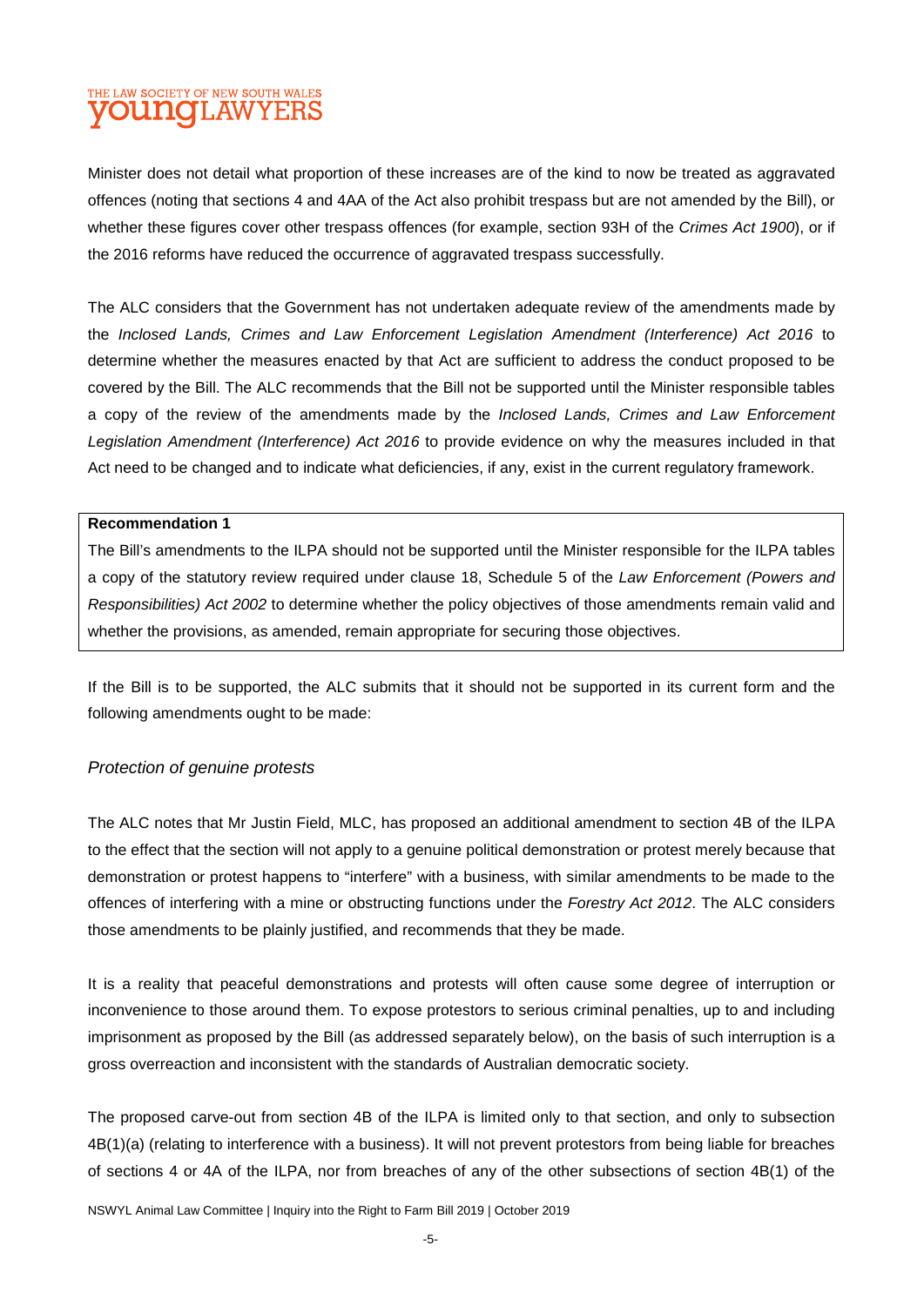Minister does not detail what proportion of these increases are of the kind to now be treated as aggravated offences (noting that sections 4 and 4AA of the Act also prohibit trespass but are not amended by the Bill), or whether these figures cover other trespass offences (for example, section 93H of the *Crimes Act 1900*), or if the 2016 reforms have reduced the occurrence of aggravated trespass successfully.

The ALC considers that the Government has not undertaken adequate review of the amendments made by the *Inclosed Lands, Crimes and Law Enforcement Legislation Amendment (Interference) Act 2016* to determine whether the measures enacted by that Act are sufficient to address the conduct proposed to be covered by the Bill. The ALC recommends that the Bill not be supported until the Minister responsible tables a copy of the review of the amendments made by the *Inclosed Lands, Crimes and Law Enforcement Legislation Amendment (Interference) Act 2016* to provide evidence on why the measures included in that Act need to be changed and to indicate what deficiencies, if any, exist in the current regulatory framework.

**Recommendation 1**

The Bill's amendments to the ILPA should not be supported until the Minister responsible for the ILPA tables a copy of the statutory review required under clause 18, Schedule 5 of the *Law Enforcement (Powers and Responsibilities) Act 2002* to determine whether the policy objectives of those amendments remain valid and whether the provisions, as amended, remain appropriate for securing those objectives.

If the Bill is to be supported, the ALC submits that it should not be supported in its current form and the following amendments ought to be made:

### *Protection of genuine protests*

The ALC notes that Mr Justin Field, MLC, has proposed an additional amendment to section 4B of the ILPA to the effect that the section will not apply to a genuine political demonstration or protest merely because that demonstration or protest happens to "interfere" with a business, with similar amendments to be made to the offences of interfering with a mine or obstructing functions under the *Forestry Act 2012*. The ALC considers those amendments to be plainly justified, and recommends that they be made.

It is a reality that peaceful demonstrations and protests will often cause some degree of interruption or inconvenience to those around them. To expose protestors to serious criminal penalties, up to and including imprisonment as proposed by the Bill (as addressed separately below), on the basis of such interruption is a gross overreaction and inconsistent with the standards of Australian democratic society.

The proposed carve-out from section 4B of the ILPA is limited only to that section, and only to subsection 4B(1)(a) (relating to interference with a business). It will not prevent protestors from being liable for breaches of sections 4 or 4A of the ILPA, nor from breaches of any of the other subsections of section 4B(1) of the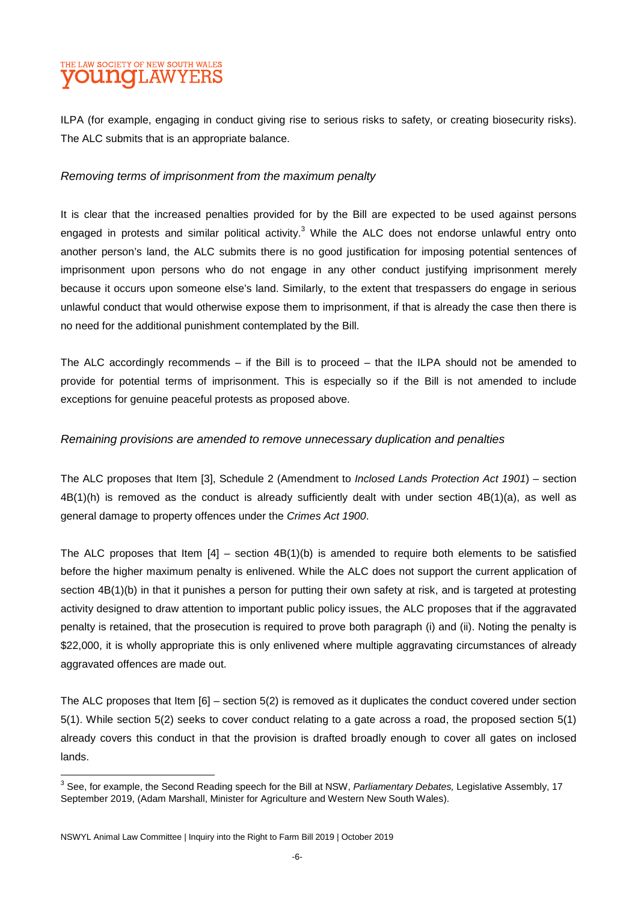ILPA (for example, engaging in conduct giving rise to serious risks to safety, or creating biosecurity risks). The ALC submits that is an appropriate balance.

*Removing terms of imprisonment from the maximum penalty*

It is clear that the increased penalties provided for by the Bill are expected to be used against persons engaged in protests and similar political activity.[3] While the ALC does not endorse unlawful entry onto another person's land, the ALC submits there is no good justification for imposing potential sentences of imprisonment upon persons who do not engage in any other conduct justifying imprisonment merely because it occurs upon someone else's land. Similarly, to the extent that trespassers do engage in serious unlawful conduct that would otherwise expose them to imprisonment, if that is already the case then there is no need for the additional punishment contemplated by the Bill.

The ALC accordingly recommends – if the Bill is to proceed – that the ILPA should not be amended to provide for potential terms of imprisonment. This is especially so if the Bill is not amended to include exceptions for genuine peaceful protests as proposed above.

*Remaining provisions are amended to remove unnecessary duplication and penalties*

The ALC proposes that Item [3], Schedule 2 (Amendment to *Inclosed Lands Protection Act 1901*) – section 4B(1)(h) is removed as the conduct is already sufficiently dealt with under section 4B(1)(a), as well as general damage to property offences under the *Crimes Act 1900*.

The ALC proposes that Item [4] – section 4B(1)(b) is amended to require both elements to be satisfied before the higher maximum penalty is enlivened. While the ALC does not support the current application of section 4B(1)(b) in that it punishes a person for putting their own safety at risk, and is targeted at protesting activity designed to draw attention to important public policy issues, the ALC proposes that if the aggravated penalty is retained, that the prosecution is required to prove both paragraph (i) and (ii). Noting the penalty is $22,000, it is wholly appropriate this is only enlivened where multiple aggravating circumstances of already aggravated offences are made out.

The ALC proposes that Item [6] – section 5(2) is removed as it duplicates the conduct covered under section 5(1). While section 5(2) seeks to cover conduct relating to a gate across a road, the proposed section 5(1) already covers this conduct in that the provision is drafted broadly enough to cover all gates on inclosed lands.

[3] See, for example, the Second Reading speech for the Bill at NSW, *Parliamentary Debates,* Legislative Assembly, 17 September 2019, (Adam Marshall, Minister for Agriculture and Western New South Wales).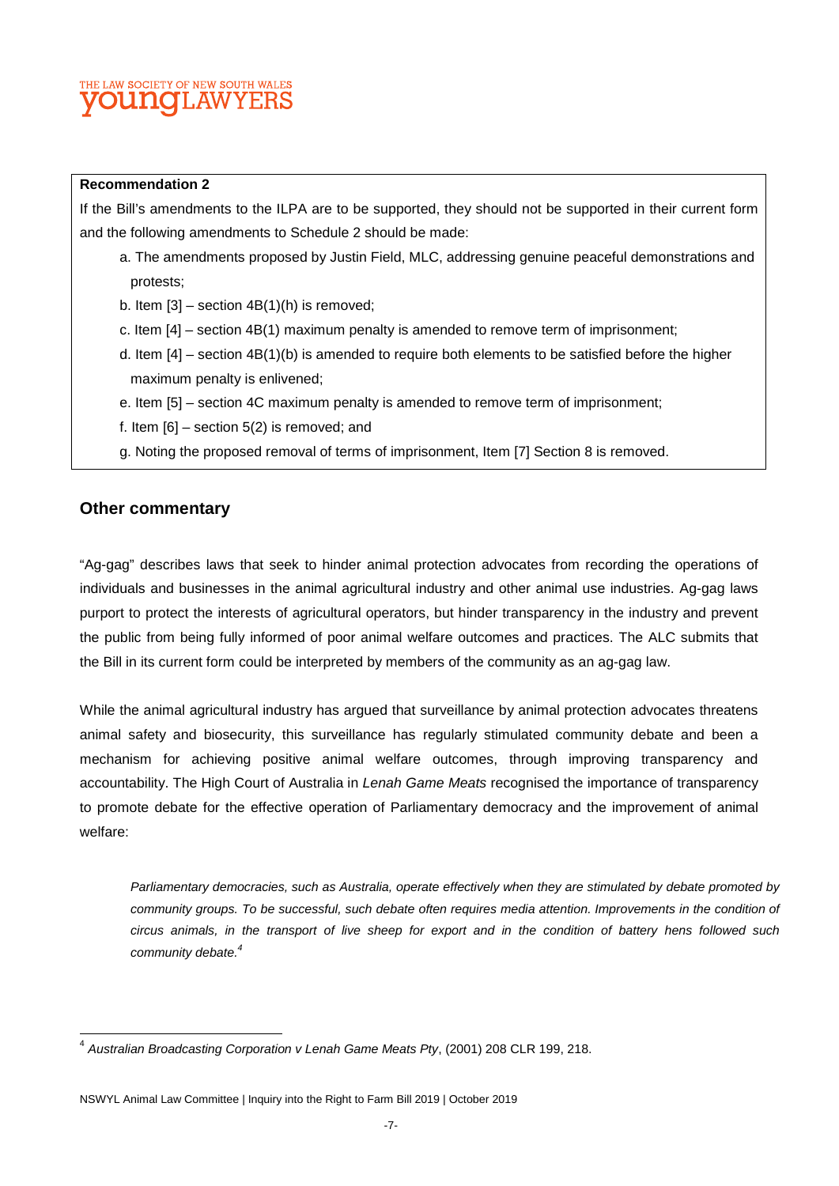**Recommendation 2**

If the Bill's amendments to the ILPA are to be supported, they should not be supported in their current form and the following amendments to Schedule 2 should be made:

a. The amendments proposed by Justin Field, MLC, addressing genuine peaceful demonstrations and protests;

b. Item [3] – section 4B(1)(h) is removed;

c. Item [4] – section 4B(1) maximum penalty is amended to remove term of imprisonment;

d. Item [4] – section 4B(1)(b) is amended to require both elements to be satisfied before the higher maximum penalty is enlivened;

e. Item [5] – section 4C maximum penalty is amended to remove term of imprisonment;

f. Item [6] – section 5(2) is removed; and

g. Noting the proposed removal of terms of imprisonment, Item [7] Section 8 is removed.

## Other commentary

"Ag-gag" describes laws that seek to hinder animal protection advocates from recording the operations of individuals and businesses in the animal agricultural industry and other animal use industries. Ag-gag laws purport to protect the interests of agricultural operators, but hinder transparency in the industry and prevent the public from being fully informed of poor animal welfare outcomes and practices. The ALC submits that the Bill in its current form could be interpreted by members of the community as an ag-gag law.

While the animal agricultural industry has argued that surveillance by animal protection advocates threatens animal safety and biosecurity, this surveillance has regularly stimulated community debate and been a mechanism for achieving positive animal welfare outcomes, through improving transparency and accountability. The High Court of Australia in *Lenah Game Meats* recognised the importance of transparency to promote debate for the effective operation of Parliamentary democracy and the improvement of animal welfare:

> *Parliamentary democracies, such as Australia, operate effectively when they are stimulated by debate promoted by community groups. To be successful, such debate often requires media attention. Improvements in the condition of circus animals, in the transport of live sheep for export and in the condition of battery hens followed such community debate.*[4]

[4] *Australian Broadcasting Corporation v Lenah Game Meats Pty*, (2001) 208 CLR 199, 218.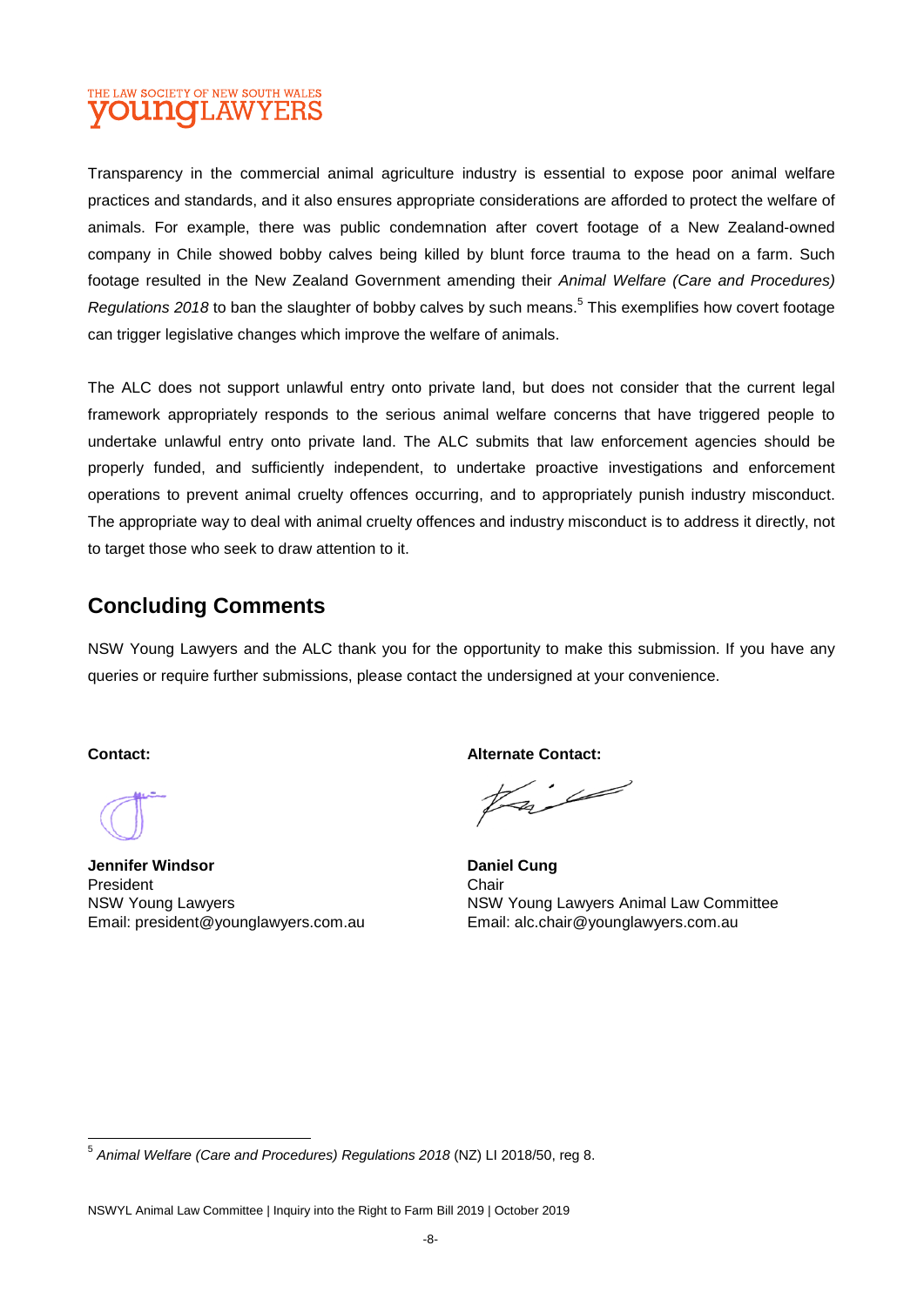Transparency in the commercial animal agriculture industry is essential to expose poor animal welfare practices and standards, and it also ensures appropriate considerations are afforded to protect the welfare of animals. For example, there was public condemnation after covert footage of a New Zealand-owned company in Chile showed bobby calves being killed by blunt force trauma to the head on a farm. Such footage resulted in the New Zealand Government amending their *Animal Welfare (Care and Procedures) Regulations 2018* to ban the slaughter of bobby calves by such means.[5] This exemplifies how covert footage can trigger legislative changes which improve the welfare of animals.

The ALC does not support unlawful entry onto private land, but does not consider that the current legal framework appropriately responds to the serious animal welfare concerns that have triggered people to undertake unlawful entry onto private land. The ALC submits that law enforcement agencies should be properly funded, and sufficiently independent, to undertake proactive investigations and enforcement operations to prevent animal cruelty offences occurring, and to appropriately punish industry misconduct. The appropriate way to deal with animal cruelty offences and industry misconduct is to address it directly, not to target those who seek to draw attention to it.

## Concluding Comments

NSW Young Lawyers and the ALC thank you for the opportunity to make this submission. If you have any queries or require further submissions, please contact the undersigned at your convenience.

**Contact:**

**Jennifer Windsor**
President
NSW Young Lawyers
Email: president@younglawyers.com.au

**Alternate Contact:**

**Daniel Cung**
Chair
NSW Young Lawyers Animal Law Committee
Email: alc.chair@younglawyers.com.au

---

[5] *Animal Welfare (Care and Procedures) Regulations 2018* (NZ) LI 2018/50, reg 8.